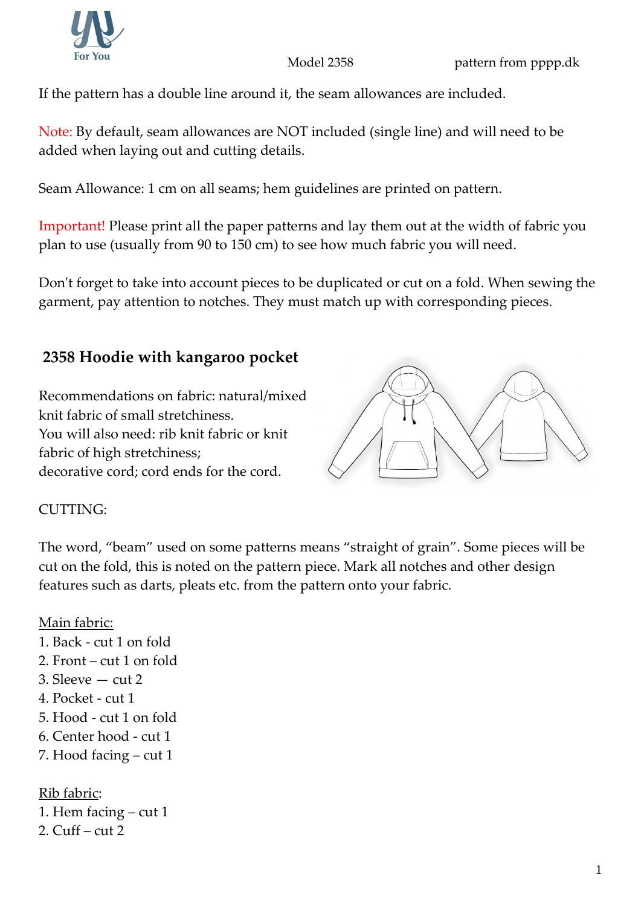Model 2358 pattern from pppp.dk

If the pattern has a double line around it, the seam allowances are included.

Note: By default, seam allowances are NOT included (single line) and will need to be added when laying out and cutting details.

Seam Allowance: 1 cm on all seams; hem guidelines are printed on pattern.

Important! Please print all the paper patterns and lay them out at the width of fabric you plan to use (usually from 90 to 150 cm) to see how much fabric you will need.

Don't forget to take into account pieces to be duplicated or cut on a fold. When sewing the garment, pay attention to notches. They must match up with corresponding pieces.

## 2358 Hoodie with kangaroo pocket

Recommendations on fabric: natural/mixed knit fabric of small stretchiness.
You will also need: rib knit fabric or knit fabric of high stretchiness;
decorative cord; cord ends for the cord.

CUTTING:

The word, "beam" used on some patterns means "straight of grain". Some pieces will be cut on the fold, this is noted on the pattern piece. Mark all notches and other design features such as darts, pleats etc. from the pattern onto your fabric.

Main fabric:

1. Back - cut 1 on fold
2. Front – cut 1 on fold
3. Sleeve — cut 2
4. Pocket - cut 1
5. Hood - cut 1 on fold
6. Center hood - cut 1
7. Hood facing – cut 1

Rib fabric:

1. Hem facing – cut 1
2. Cuff – cut 2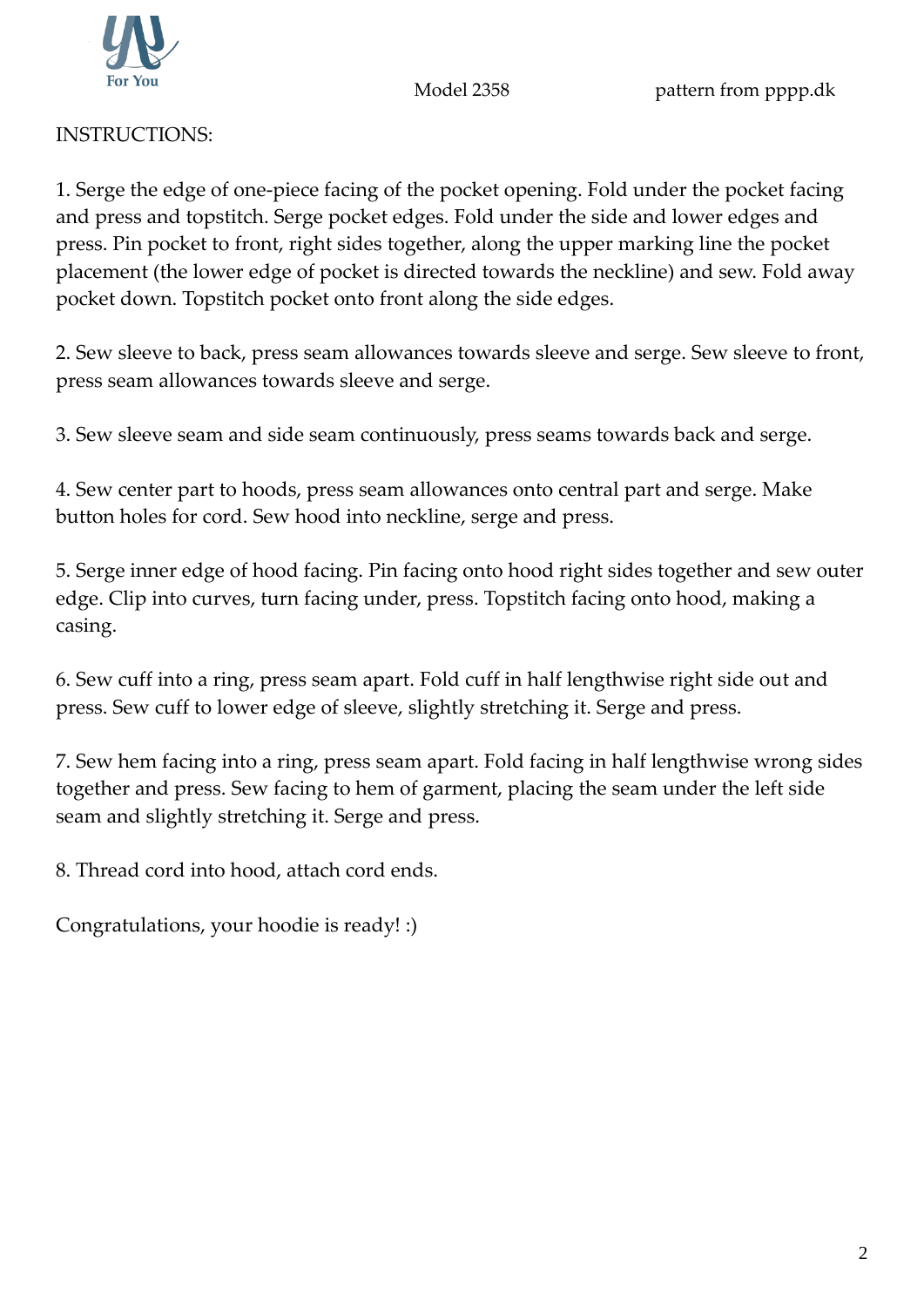For You

Model 2358 pattern from pppp.dk

INSTRUCTIONS:

1. Serge the edge of one-piece facing of the pocket opening. Fold under the pocket facing and press and topstitch. Serge pocket edges. Fold under the side and lower edges and press. Pin pocket to front, right sides together, along the upper marking line the pocket placement (the lower edge of pocket is directed towards the neckline) and sew. Fold away pocket down. Topstitch pocket onto front along the side edges.

2. Sew sleeve to back, press seam allowances towards sleeve and serge. Sew sleeve to front, press seam allowances towards sleeve and serge.

3. Sew sleeve seam and side seam continuously, press seams towards back and serge.

4. Sew center part to hoods, press seam allowances onto central part and serge. Make button holes for cord. Sew hood into neckline, serge and press.

5. Serge inner edge of hood facing. Pin facing onto hood right sides together and sew outer edge. Clip into curves, turn facing under, press. Topstitch facing onto hood, making a casing.

6. Sew cuff into a ring, press seam apart. Fold cuff in half lengthwise right side out and press. Sew cuff to lower edge of sleeve, slightly stretching it. Serge and press.

7. Sew hem facing into a ring, press seam apart. Fold facing in half lengthwise wrong sides together and press. Sew facing to hem of garment, placing the seam under the left side seam and slightly stretching it. Serge and press.

8. Thread cord into hood, attach cord ends.

Congratulations, your hoodie is ready! :)